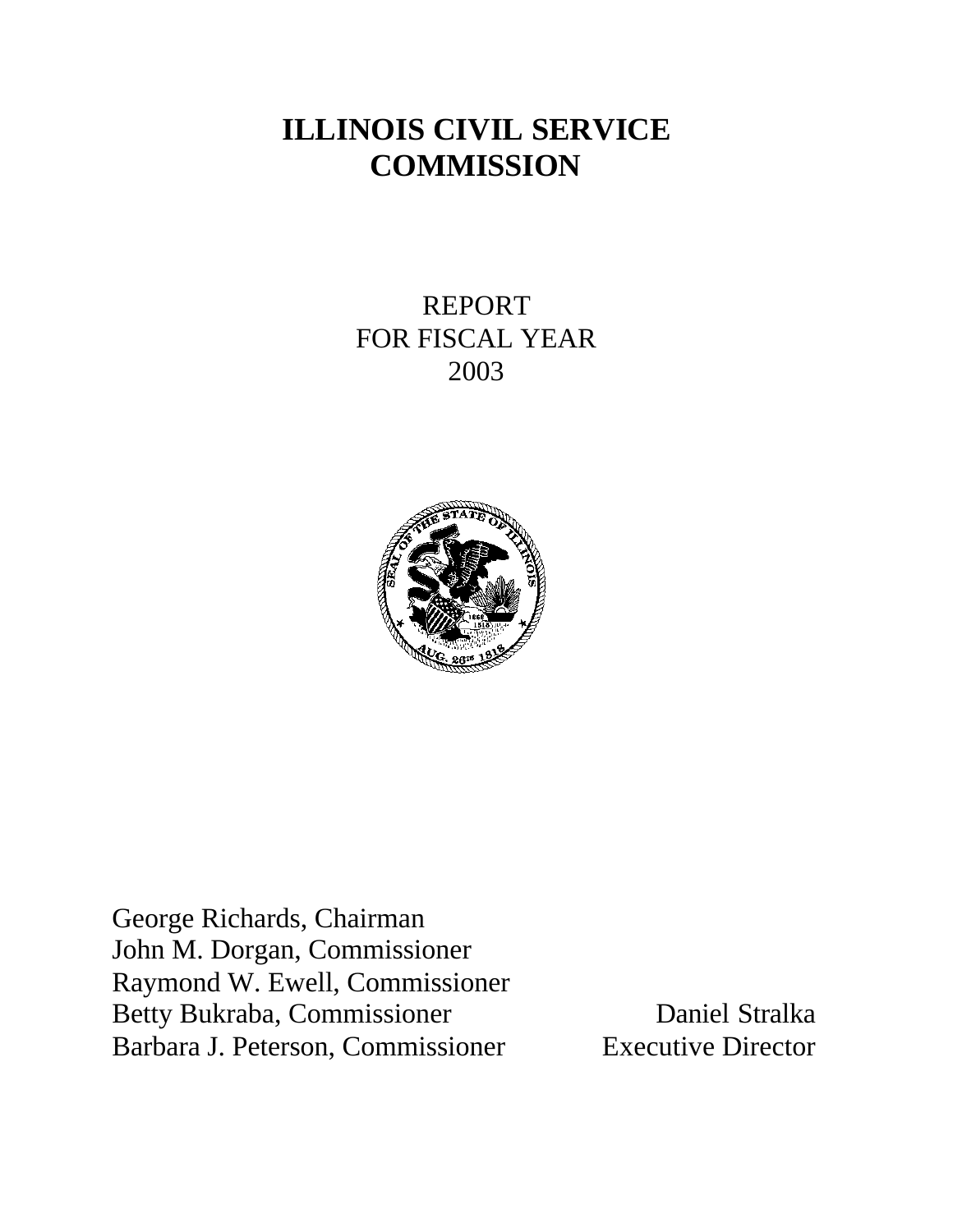# ILLINOIS CIVIL SERVICE COMMISSION

REPORT
FOR FISCAL YEAR
2003

George Richards, Chairman
John M. Dorgan, Commissioner
Raymond W. Ewell, Commissioner
Betty Bukraba, Commissioner
Barbara J. Peterson, Commissioner

Daniel Stralka
Executive Director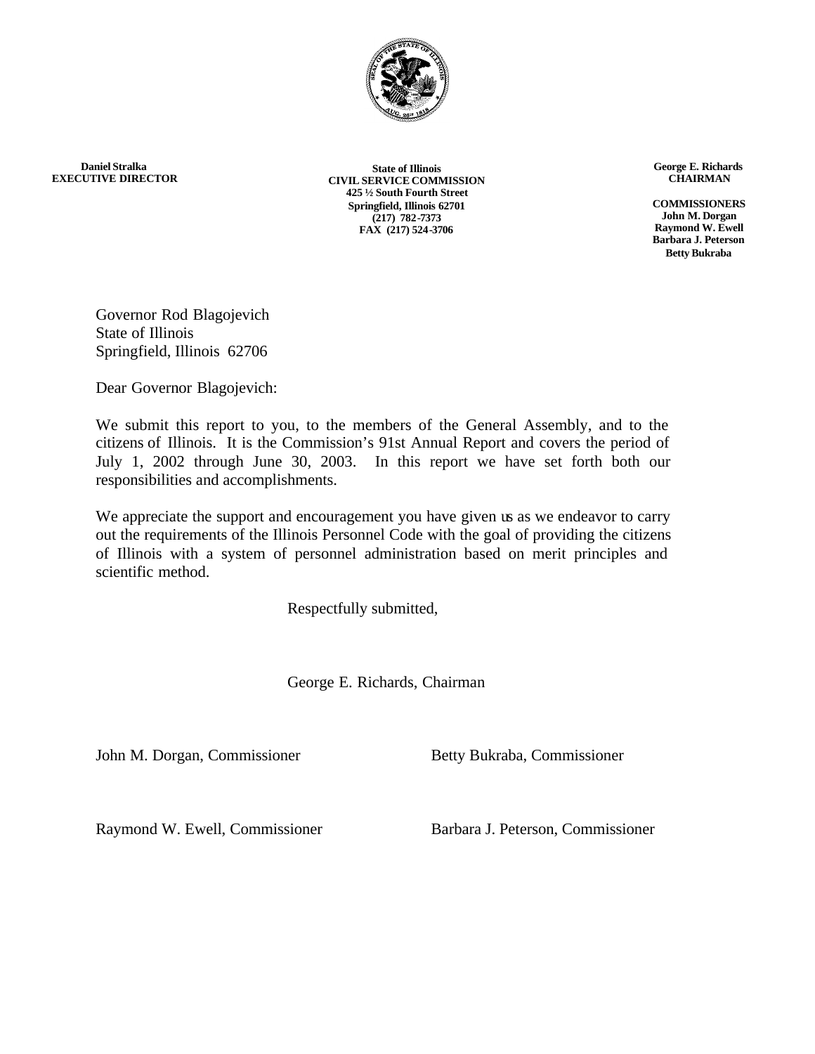**Daniel Stralka**
**EXECUTIVE DIRECTOR**

**State of Illinois**
**CIVIL SERVICE COMMISSION**
**425 ½ South Fourth Street**
**Springfield, Illinois 62701**
**(217) 782-7373**
**FAX (217) 524-3706**

**George E. Richards**
**CHAIRMAN**

**COMMISSIONERS**
**John M. Dorgan**
**Raymond W. Ewell**
**Barbara J. Peterson**
**Betty Bukraba**

Governor Rod Blagojevich
State of Illinois
Springfield, Illinois 62706

Dear Governor Blagojevich:

We submit this report to you, to the members of the General Assembly, and to the citizens of Illinois. It is the Commission's 91st Annual Report and covers the period of July 1, 2002 through June 30, 2003. In this report we have set forth both our responsibilities and accomplishments.

We appreciate the support and encouragement you have given us as we endeavor to carry out the requirements of the Illinois Personnel Code with the goal of providing the citizens of Illinois with a system of personnel administration based on merit principles and scientific method.

Respectfully submitted,

George E. Richards, Chairman

John M. Dorgan, Commissioner

Betty Bukraba, Commissioner

Raymond W. Ewell, Commissioner

Barbara J. Peterson, Commissioner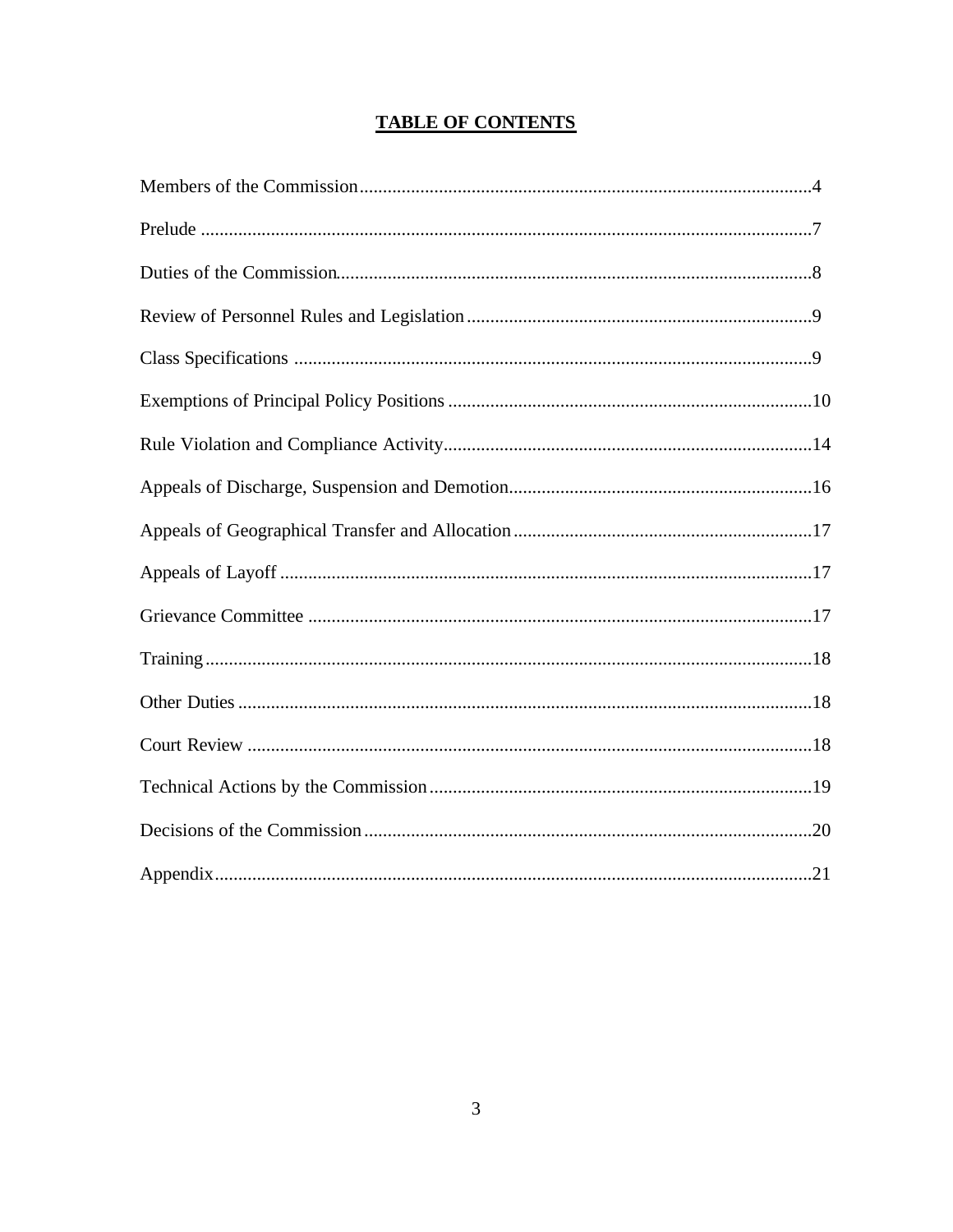# TABLE OF CONTENTS

Members of the Commission....................................................................................4

Prelude ....................................................................................................................7

Duties of the Commission......................................................................................8

Review of Personnel Rules and Legislation...........................................................9

Class Specifications ...............................................................................................9

Exemptions of Principal Policy Positions ..............................................................10

Rule Violation and Compliance Activity................................................................14

Appeals of Discharge, Suspension and Demotion..................................................16

Appeals of Geographical Transfer and Allocation.................................................17

Appeals of Layoff ...................................................................................................17

Grievance Committee .............................................................................................17

Training....................................................................................................................18

Other Duties ............................................................................................................18

Court Review ..........................................................................................................18

Technical Actions by the Commission....................................................................19

Decisions of the Commission..................................................................................20

Appendix..................................................................................................................21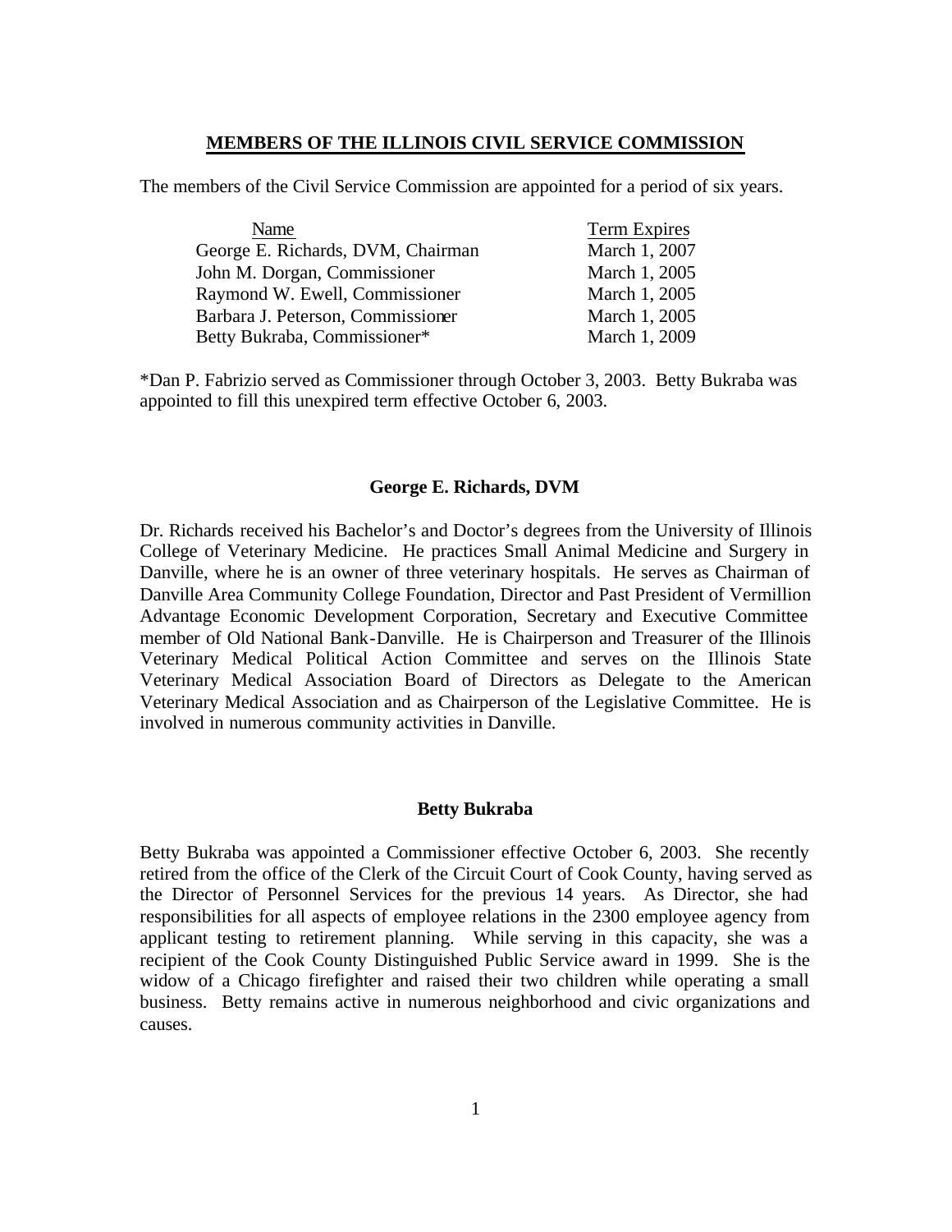## MEMBERS OF THE ILLINOIS CIVIL SERVICE COMMISSION

The members of the Civil Service Commission are appointed for a period of six years.

| Name | Term Expires |
|---|---|
| George E. Richards, DVM, Chairman | March 1, 2007 |
| John M. Dorgan, Commissioner | March 1, 2005 |
| Raymond W. Ewell, Commissioner | March 1, 2005 |
| Barbara J. Peterson, Commissioner | March 1, 2005 |
| Betty Bukraba, Commissioner* | March 1, 2009 |

*Dan P. Fabrizio served as Commissioner through October 3, 2003. Betty Bukraba was appointed to fill this unexpired term effective October 6, 2003.

### George E. Richards, DVM

Dr. Richards received his Bachelor's and Doctor's degrees from the University of Illinois College of Veterinary Medicine. He practices Small Animal Medicine and Surgery in Danville, where he is an owner of three veterinary hospitals. He serves as Chairman of Danville Area Community College Foundation, Director and Past President of Vermillion Advantage Economic Development Corporation, Secretary and Executive Committee member of Old National Bank-Danville. He is Chairperson and Treasurer of the Illinois Veterinary Medical Political Action Committee and serves on the Illinois State Veterinary Medical Association Board of Directors as Delegate to the American Veterinary Medical Association and as Chairperson of the Legislative Committee. He is involved in numerous community activities in Danville.

### Betty Bukraba

Betty Bukraba was appointed a Commissioner effective October 6, 2003. She recently retired from the office of the Clerk of the Circuit Court of Cook County, having served as the Director of Personnel Services for the previous 14 years. As Director, she had responsibilities for all aspects of employee relations in the 2300 employee agency from applicant testing to retirement planning. While serving in this capacity, she was a recipient of the Cook County Distinguished Public Service award in 1999. She is the widow of a Chicago firefighter and raised their two children while operating a small business. Betty remains active in numerous neighborhood and civic organizations and causes.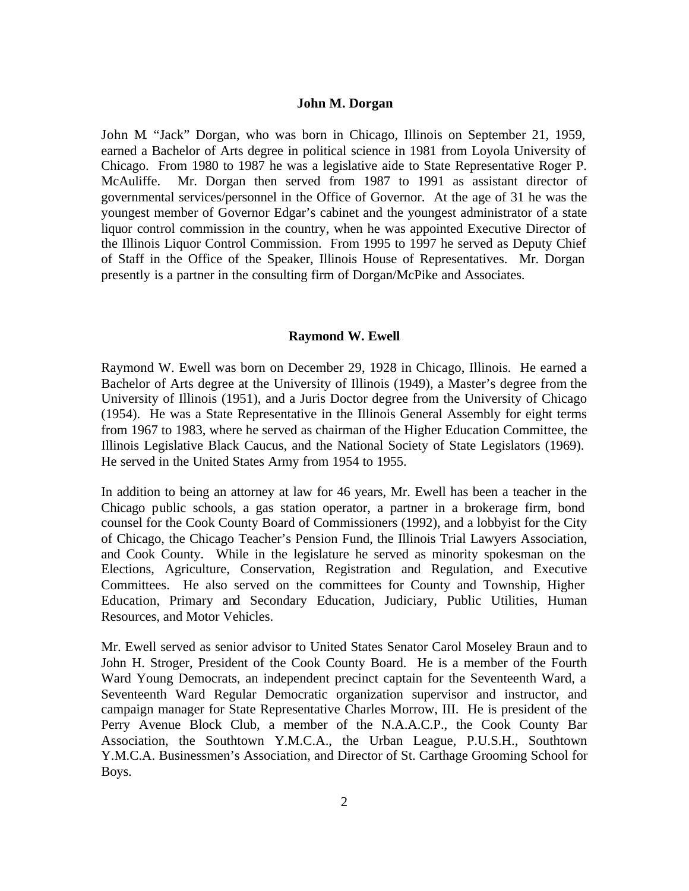### John M. Dorgan

John M. "Jack" Dorgan, who was born in Chicago, Illinois on September 21, 1959, earned a Bachelor of Arts degree in political science in 1981 from Loyola University of Chicago. From 1980 to 1987 he was a legislative aide to State Representative Roger P. McAuliffe. Mr. Dorgan then served from 1987 to 1991 as assistant director of governmental services/personnel in the Office of Governor. At the age of 31 he was the youngest member of Governor Edgar's cabinet and the youngest administrator of a state liquor control commission in the country, when he was appointed Executive Director of the Illinois Liquor Control Commission. From 1995 to 1997 he served as Deputy Chief of Staff in the Office of the Speaker, Illinois House of Representatives. Mr. Dorgan presently is a partner in the consulting firm of Dorgan/McPike and Associates.

### Raymond W. Ewell

Raymond W. Ewell was born on December 29, 1928 in Chicago, Illinois. He earned a Bachelor of Arts degree at the University of Illinois (1949), a Master's degree from the University of Illinois (1951), and a Juris Doctor degree from the University of Chicago (1954). He was a State Representative in the Illinois General Assembly for eight terms from 1967 to 1983, where he served as chairman of the Higher Education Committee, the Illinois Legislative Black Caucus, and the National Society of State Legislators (1969). He served in the United States Army from 1954 to 1955.

In addition to being an attorney at law for 46 years, Mr. Ewell has been a teacher in the Chicago public schools, a gas station operator, a partner in a brokerage firm, bond counsel for the Cook County Board of Commissioners (1992), and a lobbyist for the City of Chicago, the Chicago Teacher's Pension Fund, the Illinois Trial Lawyers Association, and Cook County. While in the legislature he served as minority spokesman on the Elections, Agriculture, Conservation, Registration and Regulation, and Executive Committees. He also served on the committees for County and Township, Higher Education, Primary and Secondary Education, Judiciary, Public Utilities, Human Resources, and Motor Vehicles.

Mr. Ewell served as senior advisor to United States Senator Carol Moseley Braun and to John H. Stroger, President of the Cook County Board. He is a member of the Fourth Ward Young Democrats, an independent precinct captain for the Seventeenth Ward, a Seventeenth Ward Regular Democratic organization supervisor and instructor, and campaign manager for State Representative Charles Morrow, III. He is president of the Perry Avenue Block Club, a member of the N.A.A.C.P., the Cook County Bar Association, the Southtown Y.M.C.A., the Urban League, P.U.S.H., Southtown Y.M.C.A. Businessmen's Association, and Director of St. Carthage Grooming School for Boys.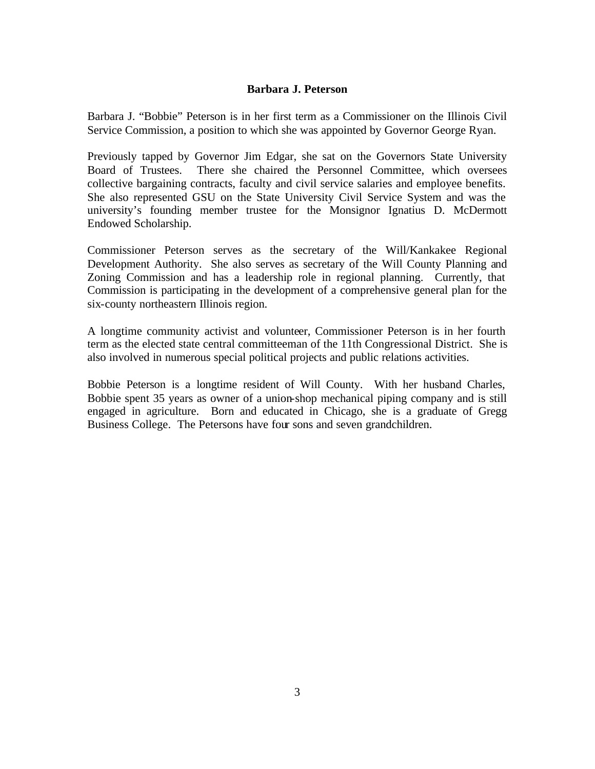## Barbara J. Peterson

Barbara J. "Bobbie" Peterson is in her first term as a Commissioner on the Illinois Civil Service Commission, a position to which she was appointed by Governor George Ryan.

Previously tapped by Governor Jim Edgar, she sat on the Governors State University Board of Trustees. There she chaired the Personnel Committee, which oversees collective bargaining contracts, faculty and civil service salaries and employee benefits. She also represented GSU on the State University Civil Service System and was the university's founding member trustee for the Monsignor Ignatius D. McDermott Endowed Scholarship.

Commissioner Peterson serves as the secretary of the Will/Kankakee Regional Development Authority. She also serves as secretary of the Will County Planning and Zoning Commission and has a leadership role in regional planning. Currently, that Commission is participating in the development of a comprehensive general plan for the six-county northeastern Illinois region.

A longtime community activist and volunteer, Commissioner Peterson is in her fourth term as the elected state central committeeman of the 11th Congressional District. She is also involved in numerous special political projects and public relations activities.

Bobbie Peterson is a longtime resident of Will County. With her husband Charles, Bobbie spent 35 years as owner of a union-shop mechanical piping company and is still engaged in agriculture. Born and educated in Chicago, she is a graduate of Gregg Business College. The Petersons have four sons and seven grandchildren.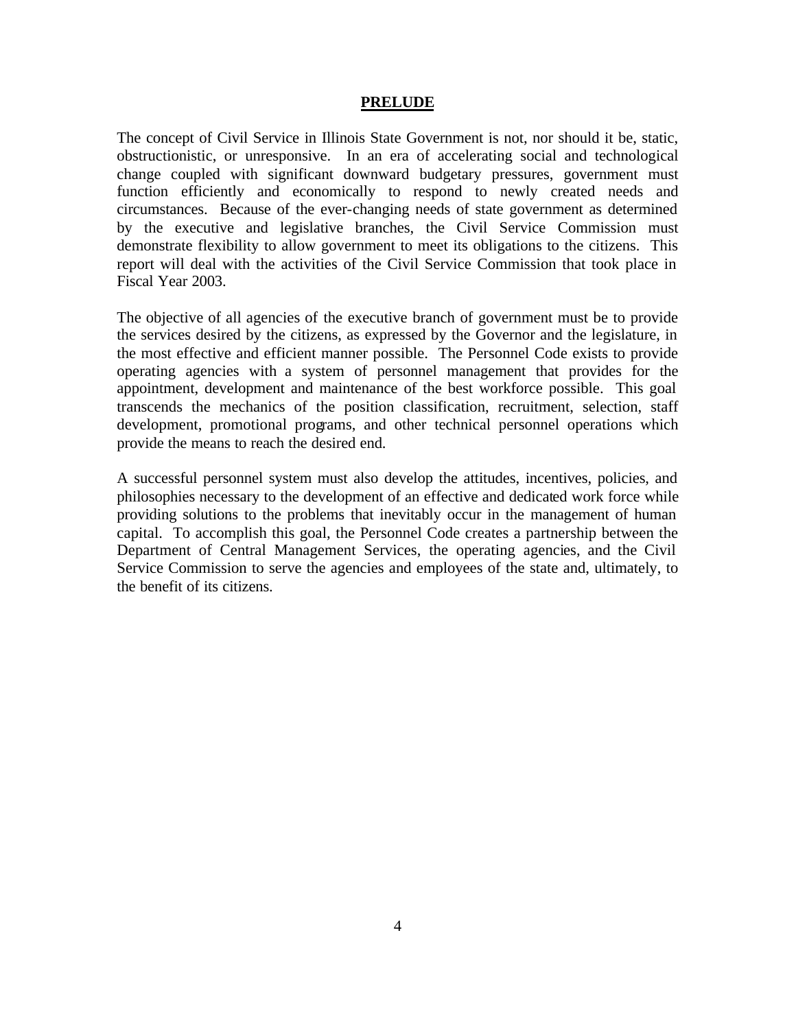# PRELUDE

The concept of Civil Service in Illinois State Government is not, nor should it be, static, obstructionistic, or unresponsive. In an era of accelerating social and technological change coupled with significant downward budgetary pressures, government must function efficiently and economically to respond to newly created needs and circumstances. Because of the ever-changing needs of state government as determined by the executive and legislative branches, the Civil Service Commission must demonstrate flexibility to allow government to meet its obligations to the citizens. This report will deal with the activities of the Civil Service Commission that took place in Fiscal Year 2003.

The objective of all agencies of the executive branch of government must be to provide the services desired by the citizens, as expressed by the Governor and the legislature, in the most effective and efficient manner possible. The Personnel Code exists to provide operating agencies with a system of personnel management that provides for the appointment, development and maintenance of the best workforce possible. This goal transcends the mechanics of the position classification, recruitment, selection, staff development, promotional programs, and other technical personnel operations which provide the means to reach the desired end.

A successful personnel system must also develop the attitudes, incentives, policies, and philosophies necessary to the development of an effective and dedicated work force while providing solutions to the problems that inevitably occur in the management of human capital. To accomplish this goal, the Personnel Code creates a partnership between the Department of Central Management Services, the operating agencies, and the Civil Service Commission to serve the agencies and employees of the state and, ultimately, to the benefit of its citizens.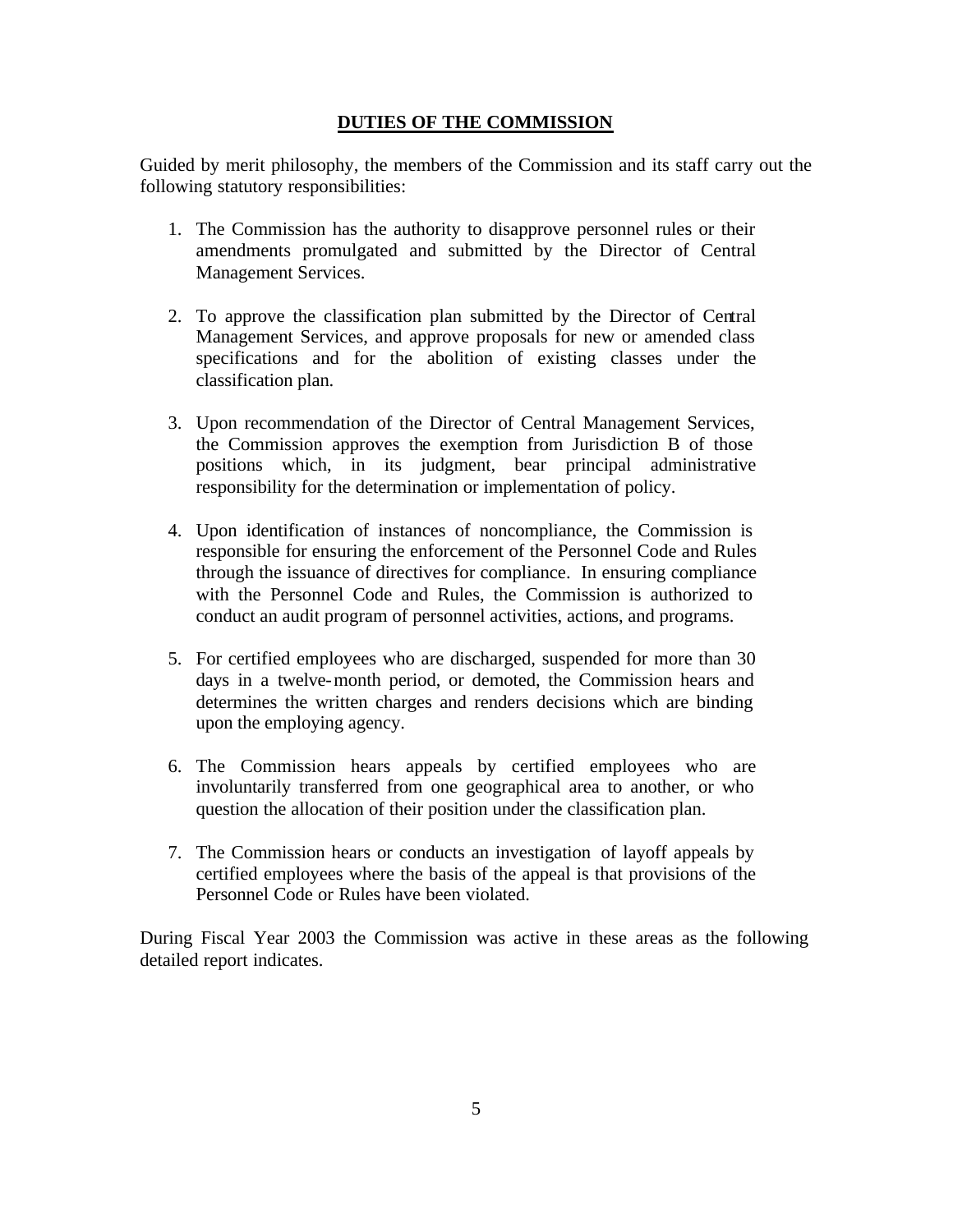## DUTIES OF THE COMMISSION

Guided by merit philosophy, the members of the Commission and its staff carry out the following statutory responsibilities:

1. The Commission has the authority to disapprove personnel rules or their amendments promulgated and submitted by the Director of Central Management Services.

2. To approve the classification plan submitted by the Director of Central Management Services, and approve proposals for new or amended class specifications and for the abolition of existing classes under the classification plan.

3. Upon recommendation of the Director of Central Management Services, the Commission approves the exemption from Jurisdiction B of those positions which, in its judgment, bear principal administrative responsibility for the determination or implementation of policy.

4. Upon identification of instances of noncompliance, the Commission is responsible for ensuring the enforcement of the Personnel Code and Rules through the issuance of directives for compliance. In ensuring compliance with the Personnel Code and Rules, the Commission is authorized to conduct an audit program of personnel activities, actions, and programs.

5. For certified employees who are discharged, suspended for more than 30 days in a twelve-month period, or demoted, the Commission hears and determines the written charges and renders decisions which are binding upon the employing agency.

6. The Commission hears appeals by certified employees who are involuntarily transferred from one geographical area to another, or who question the allocation of their position under the classification plan.

7. The Commission hears or conducts an investigation of layoff appeals by certified employees where the basis of the appeal is that provisions of the Personnel Code or Rules have been violated.

During Fiscal Year 2003 the Commission was active in these areas as the following detailed report indicates.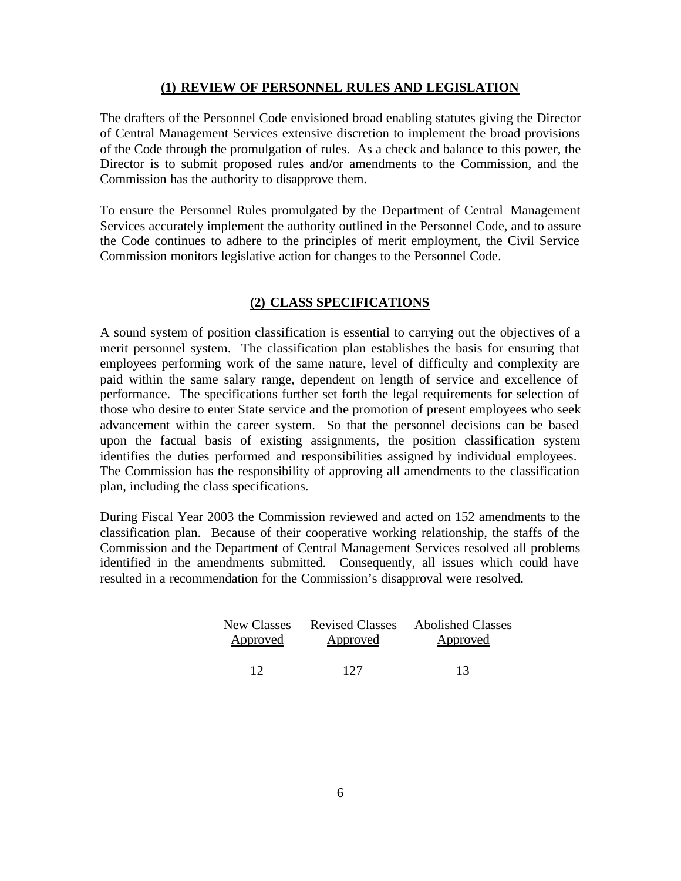## (1) REVIEW OF PERSONNEL RULES AND LEGISLATION

The drafters of the Personnel Code envisioned broad enabling statutes giving the Director of Central Management Services extensive discretion to implement the broad provisions of the Code through the promulgation of rules. As a check and balance to this power, the Director is to submit proposed rules and/or amendments to the Commission, and the Commission has the authority to disapprove them.

To ensure the Personnel Rules promulgated by the Department of Central Management Services accurately implement the authority outlined in the Personnel Code, and to assure the Code continues to adhere to the principles of merit employment, the Civil Service Commission monitors legislative action for changes to the Personnel Code.

## (2) CLASS SPECIFICATIONS

A sound system of position classification is essential to carrying out the objectives of a merit personnel system. The classification plan establishes the basis for ensuring that employees performing work of the same nature, level of difficulty and complexity are paid within the same salary range, dependent on length of service and excellence of performance. The specifications further set forth the legal requirements for selection of those who desire to enter State service and the promotion of present employees who seek advancement within the career system. So that the personnel decisions can be based upon the factual basis of existing assignments, the position classification system identifies the duties performed and responsibilities assigned by individual employees. The Commission has the responsibility of approving all amendments to the classification plan, including the class specifications.

During Fiscal Year 2003 the Commission reviewed and acted on 152 amendments to the classification plan. Because of their cooperative working relationship, the staffs of the Commission and the Department of Central Management Services resolved all problems identified in the amendments submitted. Consequently, all issues which could have resulted in a recommendation for the Commission's disapproval were resolved.

| New Classes Approved | Revised Classes Approved | Abolished Classes Approved |
|---|---|---|
| 12 | 127 | 13 |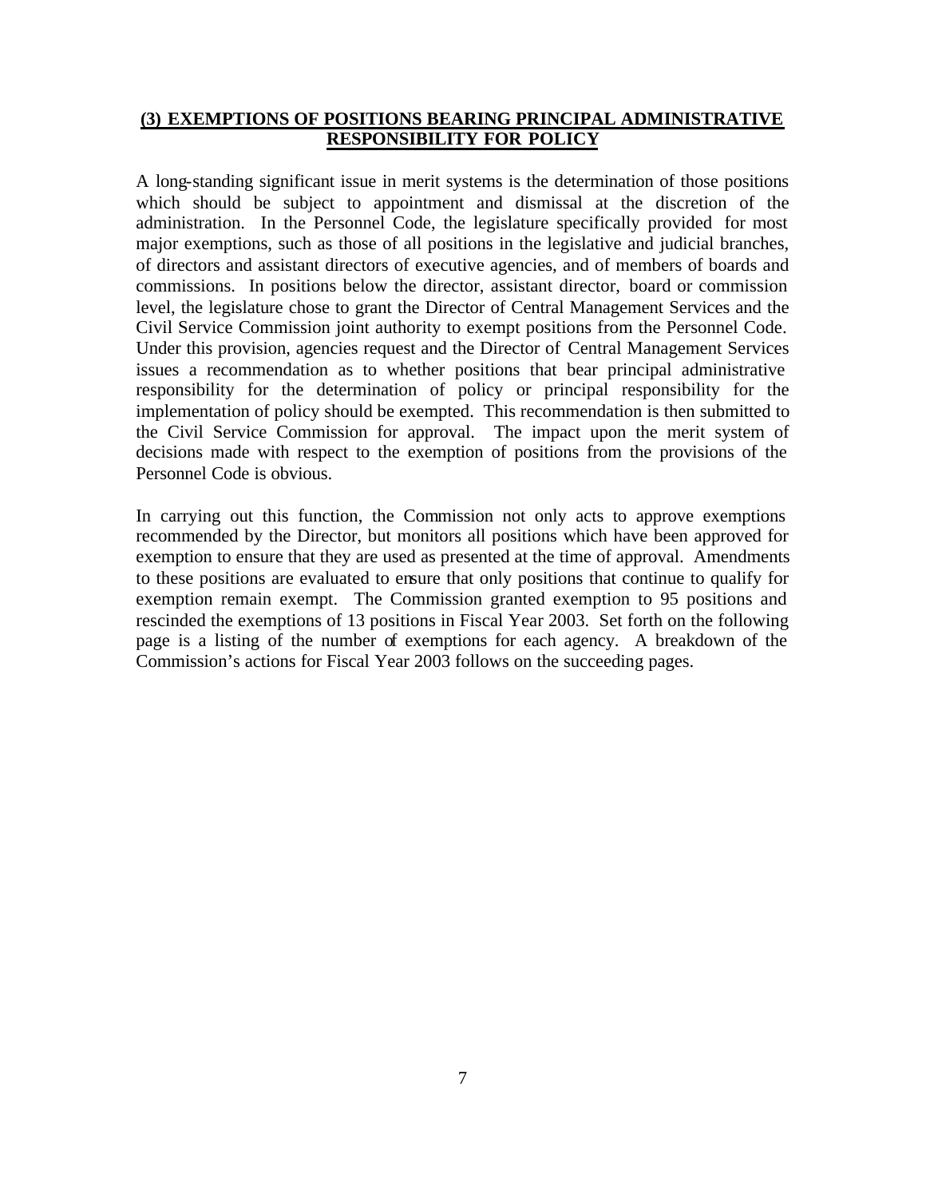## (3) EXEMPTIONS OF POSITIONS BEARING PRINCIPAL ADMINISTRATIVE RESPONSIBILITY FOR POLICY

A long-standing significant issue in merit systems is the determination of those positions which should be subject to appointment and dismissal at the discretion of the administration. In the Personnel Code, the legislature specifically provided for most major exemptions, such as those of all positions in the legislative and judicial branches, of directors and assistant directors of executive agencies, and of members of boards and commissions. In positions below the director, assistant director, board or commission level, the legislature chose to grant the Director of Central Management Services and the Civil Service Commission joint authority to exempt positions from the Personnel Code. Under this provision, agencies request and the Director of Central Management Services issues a recommendation as to whether positions that bear principal administrative responsibility for the determination of policy or principal responsibility for the implementation of policy should be exempted. This recommendation is then submitted to the Civil Service Commission for approval. The impact upon the merit system of decisions made with respect to the exemption of positions from the provisions of the Personnel Code is obvious.

In carrying out this function, the Commission not only acts to approve exemptions recommended by the Director, but monitors all positions which have been approved for exemption to ensure that they are used as presented at the time of approval. Amendments to these positions are evaluated to ensure that only positions that continue to qualify for exemption remain exempt. The Commission granted exemption to 95 positions and rescinded the exemptions of 13 positions in Fiscal Year 2003. Set forth on the following page is a listing of the number of exemptions for each agency. A breakdown of the Commission's actions for Fiscal Year 2003 follows on the succeeding pages.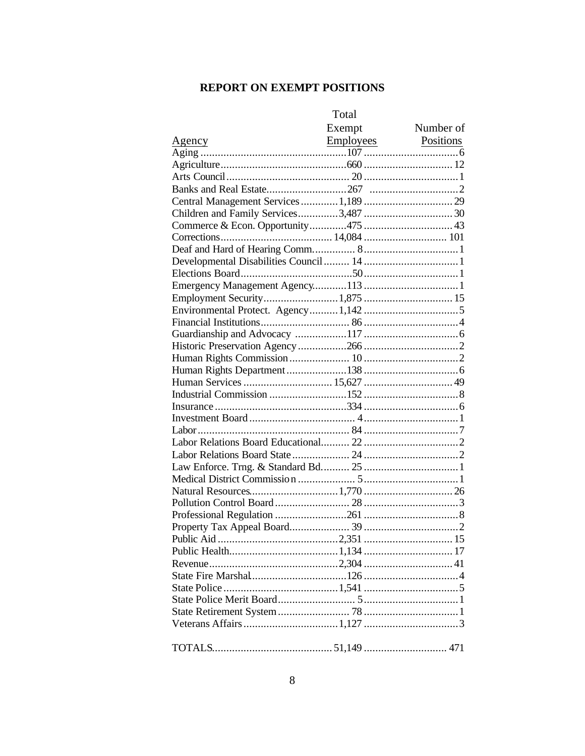## REPORT ON EXEMPT POSITIONS

| Agency | Total Exempt Employees | Number of Positions |
|---|---|---|
| Aging | 107 | 6 |
| Agriculture | 660 | 12 |
| Arts Council | 20 | 1 |
| Banks and Real Estate | 267 | 2 |
| Central Management Services | 1,189 | 29 |
| Children and Family Services | 3,487 | 30 |
| Commerce & Econ. Opportunity | 475 | 43 |
| Corrections | 14,084 | 101 |
| Deaf and Hard of Hearing Comm. | 8 | 1 |
| Developmental Disabilities Council | 14 | 1 |
| Elections Board | 50 | 1 |
| Emergency Management Agency | 113 | 1 |
| Employment Security | 1,875 | 15 |
| Environmental Protect. Agency | 1,142 | 5 |
| Financial Institutions | 86 | 4 |
| Guardianship and Advocacy | 117 | 6 |
| Historic Preservation Agency | 266 | 2 |
| Human Rights Commission | 10 | 2 |
| Human Rights Department | 138 | 6 |
| Human Services | 15,627 | 49 |
| Industrial Commission | 152 | 8 |
| Insurance | 334 | 6 |
| Investment Board | 4 | 1 |
| Labor | 84 | 7 |
| Labor Relations Board Educational | 22 | 2 |
| Labor Relations Board State | 24 | 2 |
| Law Enforce. Trng. & Standard Bd. | 25 | 1 |
| Medical District Commission | 5 | 1 |
| Natural Resources | 1,770 | 26 |
| Pollution Control Board | 28 | 3 |
| Professional Regulation | 261 | 8 |
| Property Tax Appeal Board | 39 | 2 |
| Public Aid | 2,351 | 15 |
| Public Health | 1,134 | 17 |
| Revenue | 2,304 | 41 |
| State Fire Marshal | 126 | 4 |
| State Police | 1,541 | 5 |
| State Police Merit Board | 5 | 1 |
| State Retirement System | 78 | 1 |
| Veterans Affairs | 1,127 | 3 |
| TOTALS | 51,149 | 471 |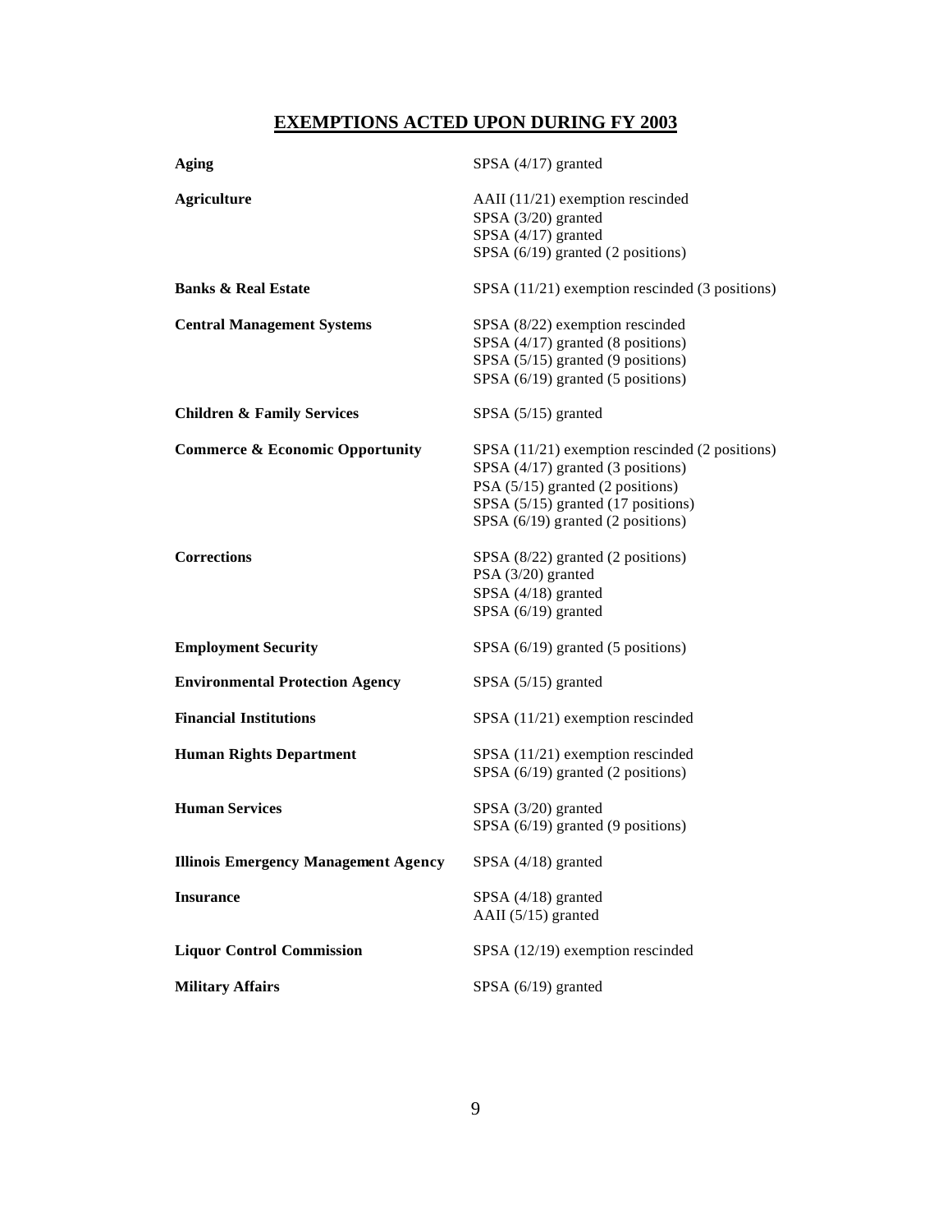## EXEMPTIONS ACTED UPON DURING FY 2003

| Agency | Action |
|---|---|
| **Aging** | SPSA (4/17) granted |
| **Agriculture** | AAII (11/21) exemption rescinded<br>SPSA (3/20) granted<br>SPSA (4/17) granted<br>SPSA (6/19) granted (2 positions) |
| **Banks & Real Estate** | SPSA (11/21) exemption rescinded (3 positions) |
| **Central Management Systems** | SPSA (8/22) exemption rescinded<br>SPSA (4/17) granted (8 positions)<br>SPSA (5/15) granted (9 positions)<br>SPSA (6/19) granted (5 positions) |
| **Children & Family Services** | SPSA (5/15) granted |
| **Commerce & Economic Opportunity** | SPSA (11/21) exemption rescinded (2 positions)<br>SPSA (4/17) granted (3 positions)<br>PSA (5/15) granted (2 positions)<br>SPSA (5/15) granted (17 positions)<br>SPSA (6/19) granted (2 positions) |
| **Corrections** | SPSA (8/22) granted (2 positions)<br>PSA (3/20) granted<br>SPSA (4/18) granted<br>SPSA (6/19) granted |
| **Employment Security** | SPSA (6/19) granted (5 positions) |
| **Environmental Protection Agency** | SPSA (5/15) granted |
| **Financial Institutions** | SPSA (11/21) exemption rescinded |
| **Human Rights Department** | SPSA (11/21) exemption rescinded<br>SPSA (6/19) granted (2 positions) |
| **Human Services** | SPSA (3/20) granted<br>SPSA (6/19) granted (9 positions) |
| **Illinois Emergency Management Agency** | SPSA (4/18) granted |
| **Insurance** | SPSA (4/18) granted<br>AAII (5/15) granted |
| **Liquor Control Commission** | SPSA (12/19) exemption rescinded |
| **Military Affairs** | SPSA (6/19) granted |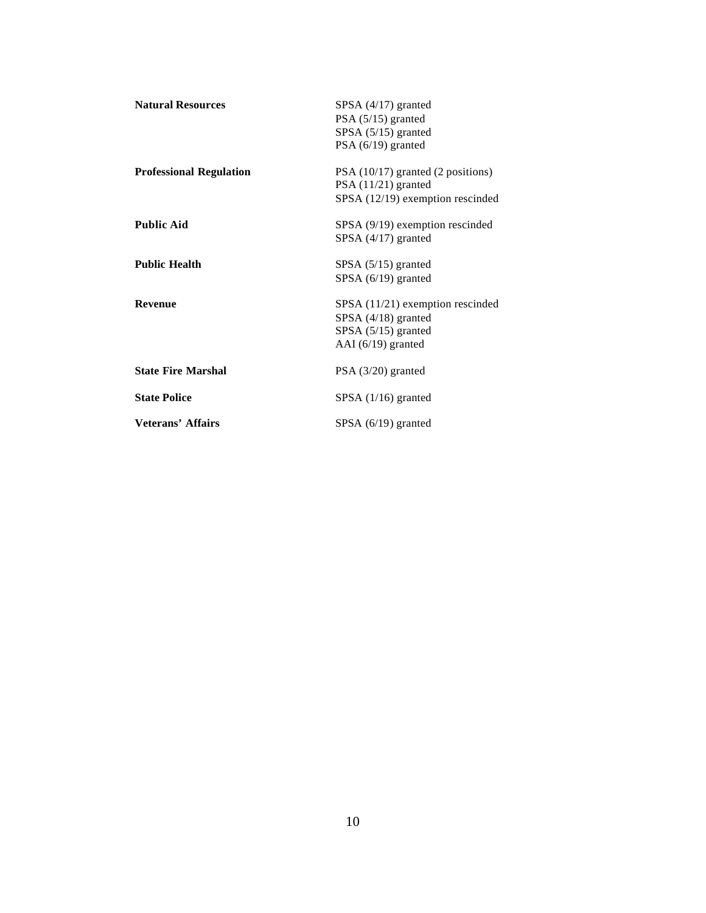| | |
|---|---|
| **Natural Resources** | SPSA (4/17) granted<br>PSA (5/15) granted<br>SPSA (5/15) granted<br>PSA (6/19) granted |
| **Professional Regulation** | PSA (10/17) granted (2 positions)<br>PSA (11/21) granted<br>SPSA (12/19) exemption rescinded |
| **Public Aid** | SPSA (9/19) exemption rescinded<br>SPSA (4/17) granted |
| **Public Health** | SPSA (5/15) granted<br>SPSA (6/19) granted |
| **Revenue** | SPSA (11/21) exemption rescinded<br>SPSA (4/18) granted<br>SPSA (5/15) granted<br>AAI (6/19) granted |
| **State Fire Marshal** | PSA (3/20) granted |
| **State Police** | SPSA (1/16) granted |
| **Veterans' Affairs** | SPSA (6/19) granted |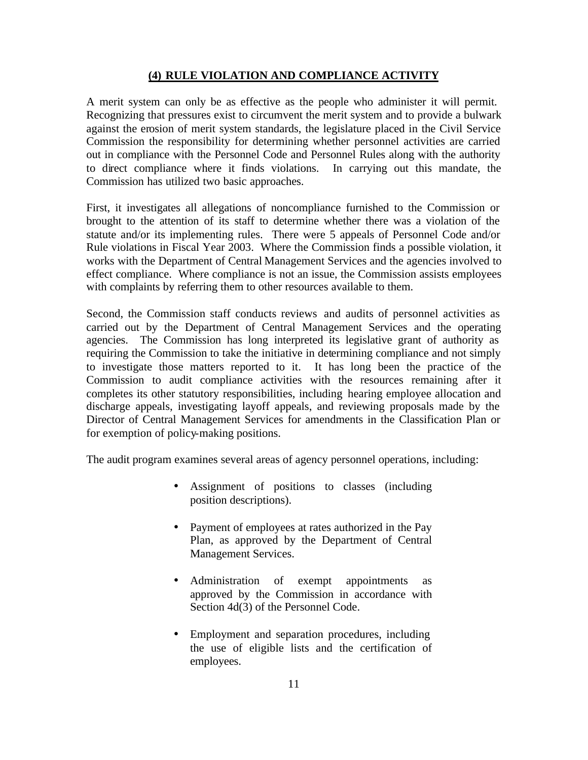## (4) RULE VIOLATION AND COMPLIANCE ACTIVITY

A merit system can only be as effective as the people who administer it will permit. Recognizing that pressures exist to circumvent the merit system and to provide a bulwark against the erosion of merit system standards, the legislature placed in the Civil Service Commission the responsibility for determining whether personnel activities are carried out in compliance with the Personnel Code and Personnel Rules along with the authority to direct compliance where it finds violations. In carrying out this mandate, the Commission has utilized two basic approaches.

First, it investigates all allegations of noncompliance furnished to the Commission or brought to the attention of its staff to determine whether there was a violation of the statute and/or its implementing rules. There were 5 appeals of Personnel Code and/or Rule violations in Fiscal Year 2003. Where the Commission finds a possible violation, it works with the Department of Central Management Services and the agencies involved to effect compliance. Where compliance is not an issue, the Commission assists employees with complaints by referring them to other resources available to them.

Second, the Commission staff conducts reviews and audits of personnel activities as carried out by the Department of Central Management Services and the operating agencies. The Commission has long interpreted its legislative grant of authority as requiring the Commission to take the initiative in determining compliance and not simply to investigate those matters reported to it. It has long been the practice of the Commission to audit compliance activities with the resources remaining after it completes its other statutory responsibilities, including hearing employee allocation and discharge appeals, investigating layoff appeals, and reviewing proposals made by the Director of Central Management Services for amendments in the Classification Plan or for exemption of policy-making positions.

The audit program examines several areas of agency personnel operations, including:

- Assignment of positions to classes (including position descriptions).
- Payment of employees at rates authorized in the Pay Plan, as approved by the Department of Central Management Services.
- Administration of exempt appointments as approved by the Commission in accordance with Section 4d(3) of the Personnel Code.
- Employment and separation procedures, including the use of eligible lists and the certification of employees.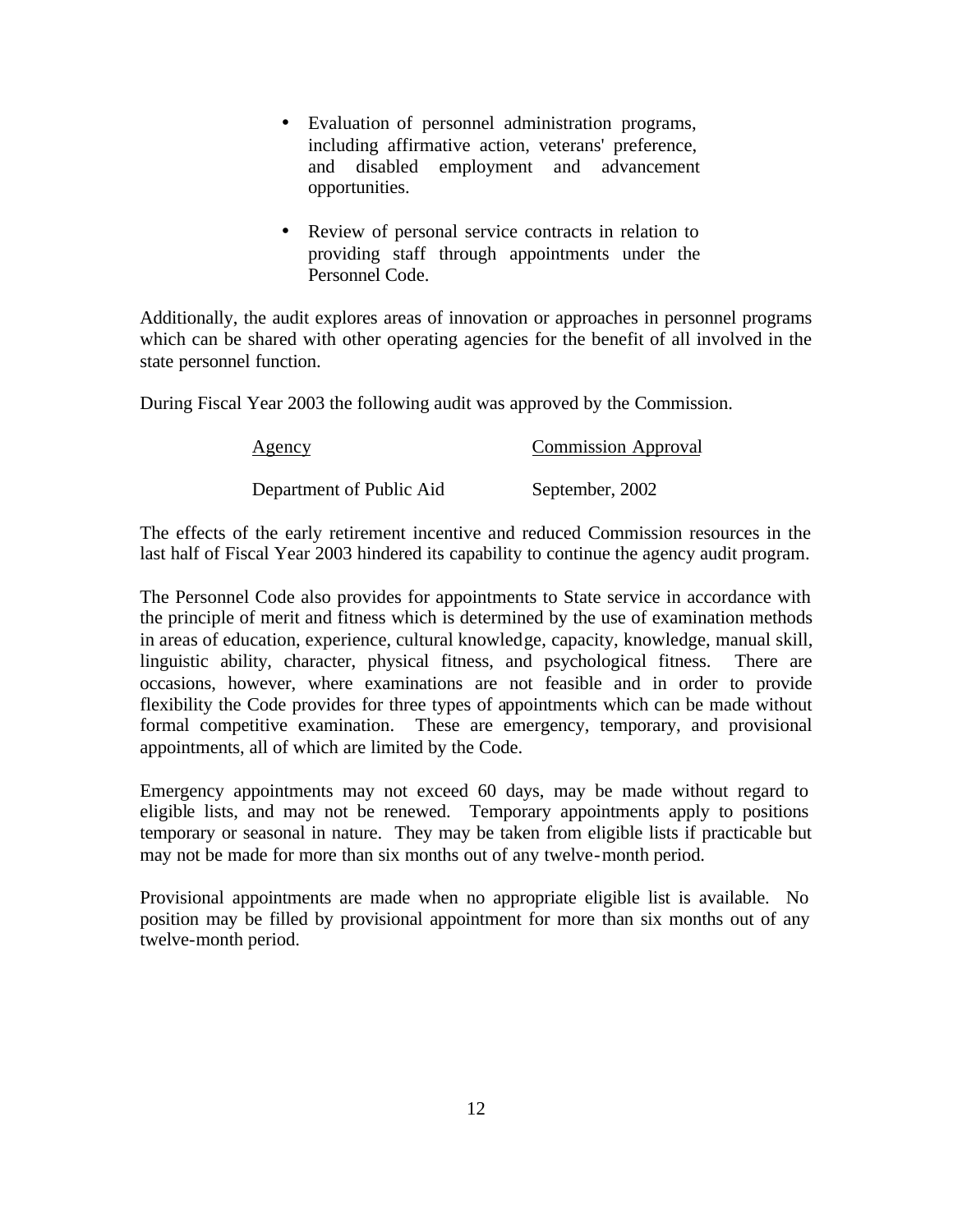- Evaluation of personnel administration programs, including affirmative action, veterans' preference, and disabled employment and advancement opportunities.

- Review of personal service contracts in relation to providing staff through appointments under the Personnel Code.

Additionally, the audit explores areas of innovation or approaches in personnel programs which can be shared with other operating agencies for the benefit of all involved in the state personnel function.

During Fiscal Year 2003 the following audit was approved by the Commission.

| Agency | Commission Approval |
|---|---|
| Department of Public Aid | September, 2002 |

The effects of the early retirement incentive and reduced Commission resources in the last half of Fiscal Year 2003 hindered its capability to continue the agency audit program.

The Personnel Code also provides for appointments to State service in accordance with the principle of merit and fitness which is determined by the use of examination methods in areas of education, experience, cultural knowledge, capacity, knowledge, manual skill, linguistic ability, character, physical fitness, and psychological fitness. There are occasions, however, where examinations are not feasible and in order to provide flexibility the Code provides for three types of appointments which can be made without formal competitive examination. These are emergency, temporary, and provisional appointments, all of which are limited by the Code.

Emergency appointments may not exceed 60 days, may be made without regard to eligible lists, and may not be renewed. Temporary appointments apply to positions temporary or seasonal in nature. They may be taken from eligible lists if practicable but may not be made for more than six months out of any twelve-month period.

Provisional appointments are made when no appropriate eligible list is available. No position may be filled by provisional appointment for more than six months out of any twelve-month period.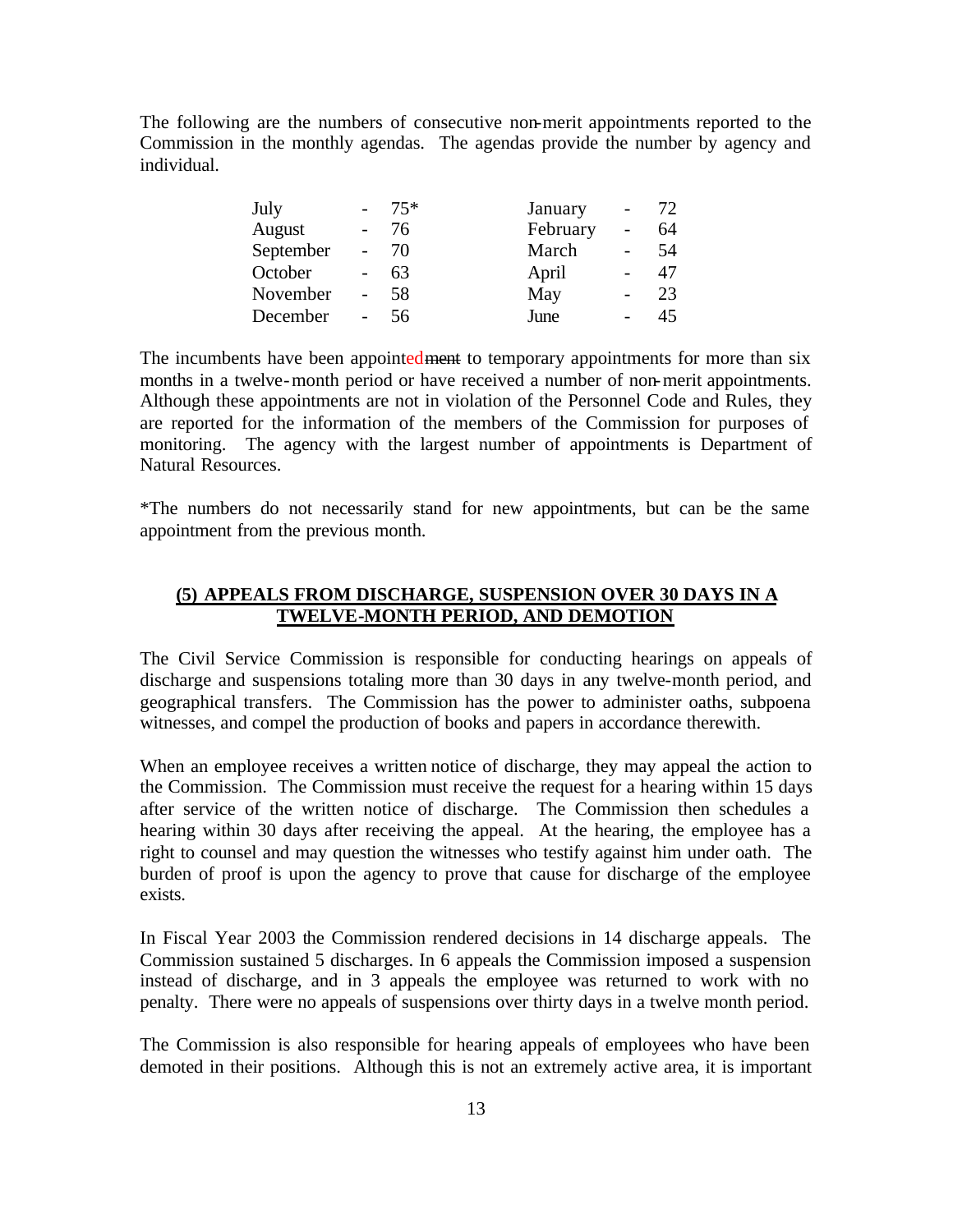The following are the numbers of consecutive non-merit appointments reported to the Commission in the monthly agendas. The agendas provide the number by agency and individual.

| Month | | Number | Month | | Number |
|---|---|---|---|---|---|
| July | - | 75* | January | - | 72 |
| August | - | 76 | February | - | 64 |
| September | - | 70 | March | - | 54 |
| October | - | 63 | April | - | 47 |
| November | - | 58 | May | - | 23 |
| December | - | 56 | June | - | 45 |

The incumbents have been appointed~~ment~~ to temporary appointments for more than six months in a twelve-month period or have received a number of non-merit appointments. Although these appointments are not in violation of the Personnel Code and Rules, they are reported for the information of the members of the Commission for purposes of monitoring. The agency with the largest number of appointments is Department of Natural Resources.

*The numbers do not necessarily stand for new appointments, but can be the same appointment from the previous month.

## (5) APPEALS FROM DISCHARGE, SUSPENSION OVER 30 DAYS IN A TWELVE-MONTH PERIOD, AND DEMOTION

The Civil Service Commission is responsible for conducting hearings on appeals of discharge and suspensions totaling more than 30 days in any twelve-month period, and geographical transfers. The Commission has the power to administer oaths, subpoena witnesses, and compel the production of books and papers in accordance therewith.

When an employee receives a written notice of discharge, they may appeal the action to the Commission. The Commission must receive the request for a hearing within 15 days after service of the written notice of discharge. The Commission then schedules a hearing within 30 days after receiving the appeal. At the hearing, the employee has a right to counsel and may question the witnesses who testify against him under oath. The burden of proof is upon the agency to prove that cause for discharge of the employee exists.

In Fiscal Year 2003 the Commission rendered decisions in 14 discharge appeals. The Commission sustained 5 discharges. In 6 appeals the Commission imposed a suspension instead of discharge, and in 3 appeals the employee was returned to work with no penalty. There were no appeals of suspensions over thirty days in a twelve month period.

The Commission is also responsible for hearing appeals of employees who have been demoted in their positions. Although this is not an extremely active area, it is important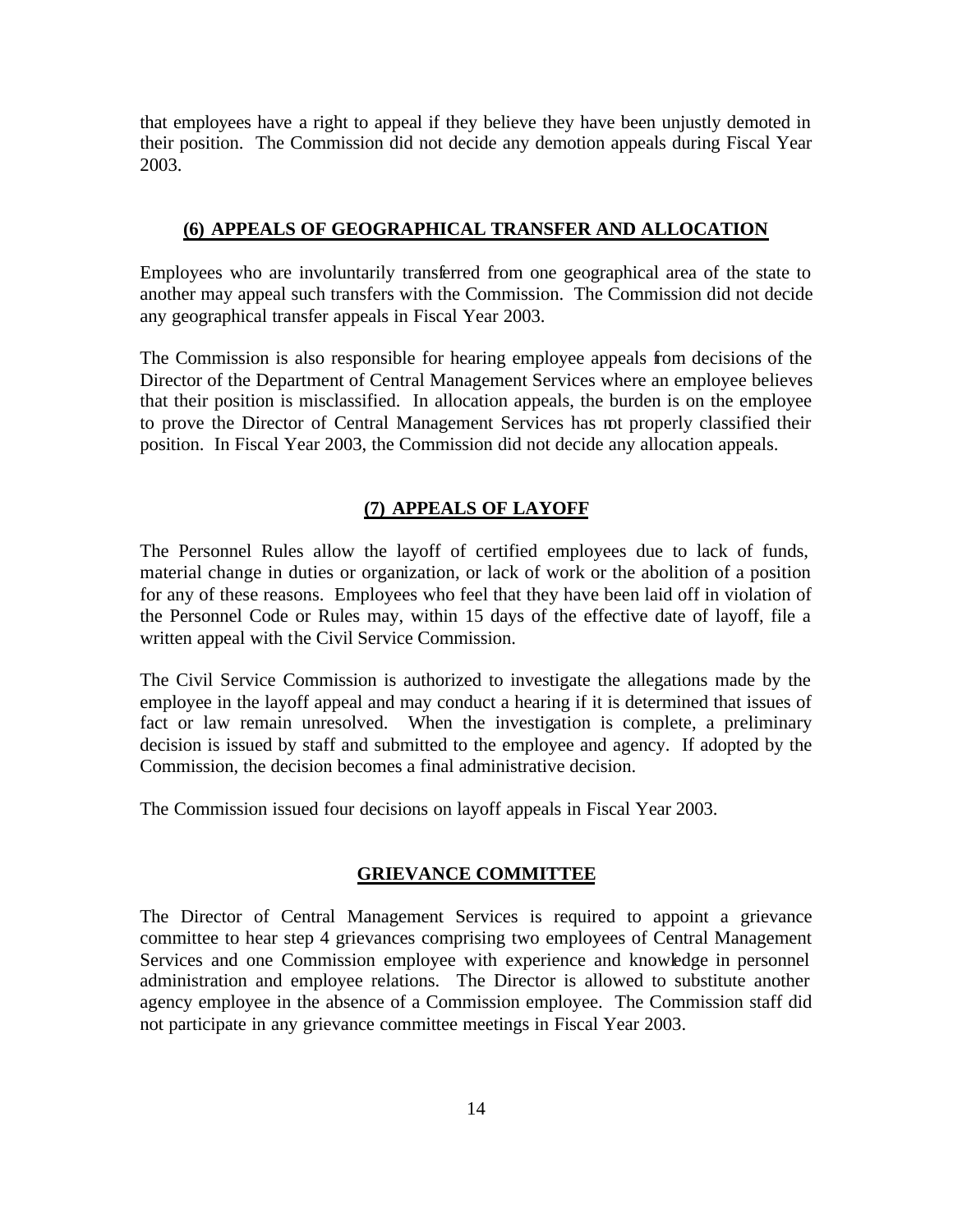that employees have a right to appeal if they believe they have been unjustly demoted in their position. The Commission did not decide any demotion appeals during Fiscal Year 2003.

## (6) APPEALS OF GEOGRAPHICAL TRANSFER AND ALLOCATION

Employees who are involuntarily transferred from one geographical area of the state to another may appeal such transfers with the Commission. The Commission did not decide any geographical transfer appeals in Fiscal Year 2003.

The Commission is also responsible for hearing employee appeals from decisions of the Director of the Department of Central Management Services where an employee believes that their position is misclassified. In allocation appeals, the burden is on the employee to prove the Director of Central Management Services has not properly classified their position. In Fiscal Year 2003, the Commission did not decide any allocation appeals.

## (7) APPEALS OF LAYOFF

The Personnel Rules allow the layoff of certified employees due to lack of funds, material change in duties or organization, or lack of work or the abolition of a position for any of these reasons. Employees who feel that they have been laid off in violation of the Personnel Code or Rules may, within 15 days of the effective date of layoff, file a written appeal with the Civil Service Commission.

The Civil Service Commission is authorized to investigate the allegations made by the employee in the layoff appeal and may conduct a hearing if it is determined that issues of fact or law remain unresolved. When the investigation is complete, a preliminary decision is issued by staff and submitted to the employee and agency. If adopted by the Commission, the decision becomes a final administrative decision.

The Commission issued four decisions on layoff appeals in Fiscal Year 2003.

## GRIEVANCE COMMITTEE

The Director of Central Management Services is required to appoint a grievance committee to hear step 4 grievances comprising two employees of Central Management Services and one Commission employee with experience and knowledge in personnel administration and employee relations. The Director is allowed to substitute another agency employee in the absence of a Commission employee. The Commission staff did not participate in any grievance committee meetings in Fiscal Year 2003.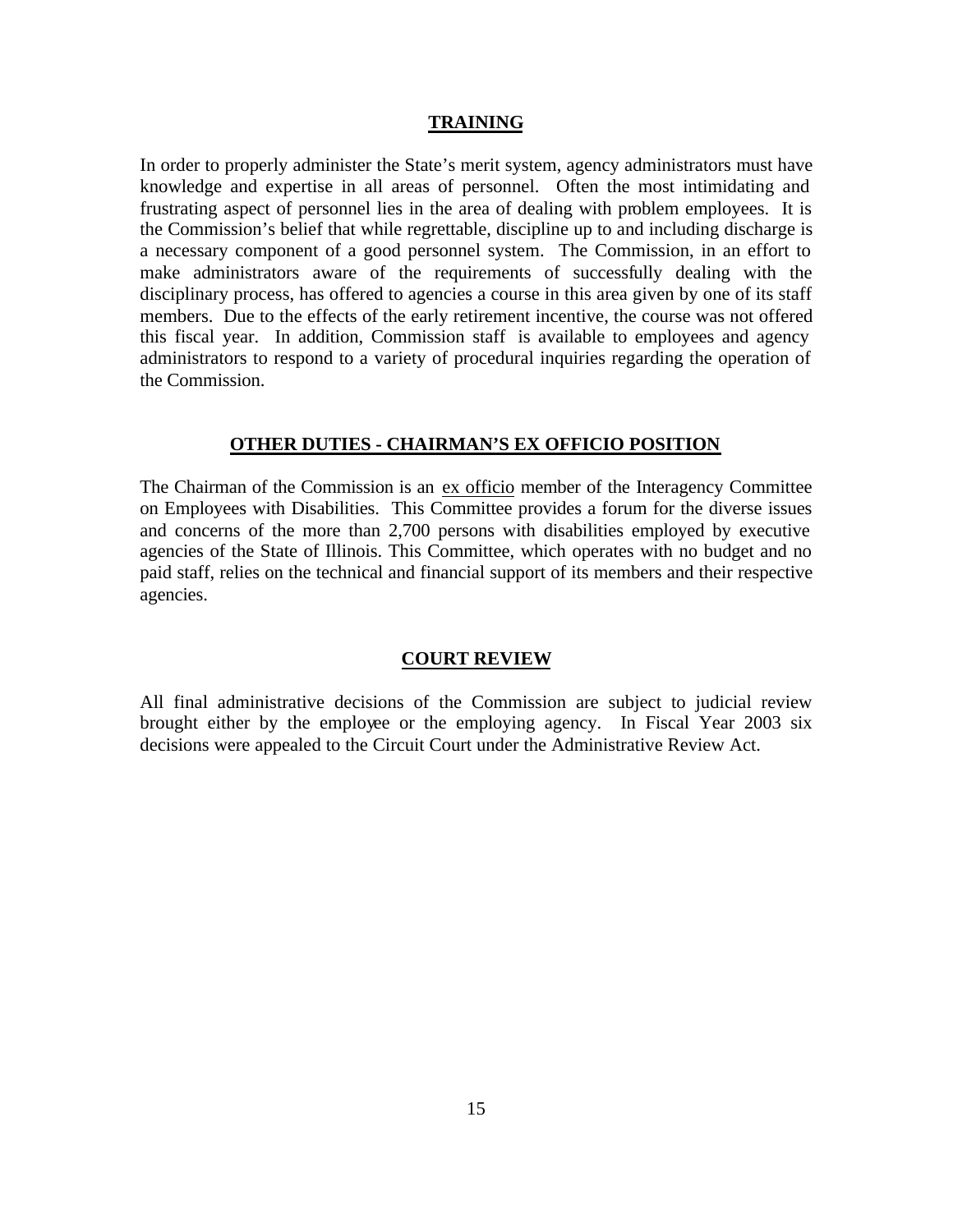## TRAINING

In order to properly administer the State's merit system, agency administrators must have knowledge and expertise in all areas of personnel. Often the most intimidating and frustrating aspect of personnel lies in the area of dealing with problem employees. It is the Commission's belief that while regrettable, discipline up to and including discharge is a necessary component of a good personnel system. The Commission, in an effort to make administrators aware of the requirements of successfully dealing with the disciplinary process, has offered to agencies a course in this area given by one of its staff members. Due to the effects of the early retirement incentive, the course was not offered this fiscal year. In addition, Commission staff is available to employees and agency administrators to respond to a variety of procedural inquiries regarding the operation of the Commission.

## OTHER DUTIES - CHAIRMAN'S EX OFFICIO POSITION

The Chairman of the Commission is an ex officio member of the Interagency Committee on Employees with Disabilities. This Committee provides a forum for the diverse issues and concerns of the more than 2,700 persons with disabilities employed by executive agencies of the State of Illinois. This Committee, which operates with no budget and no paid staff, relies on the technical and financial support of its members and their respective agencies.

## COURT REVIEW

All final administrative decisions of the Commission are subject to judicial review brought either by the employee or the employing agency. In Fiscal Year 2003 six decisions were appealed to the Circuit Court under the Administrative Review Act.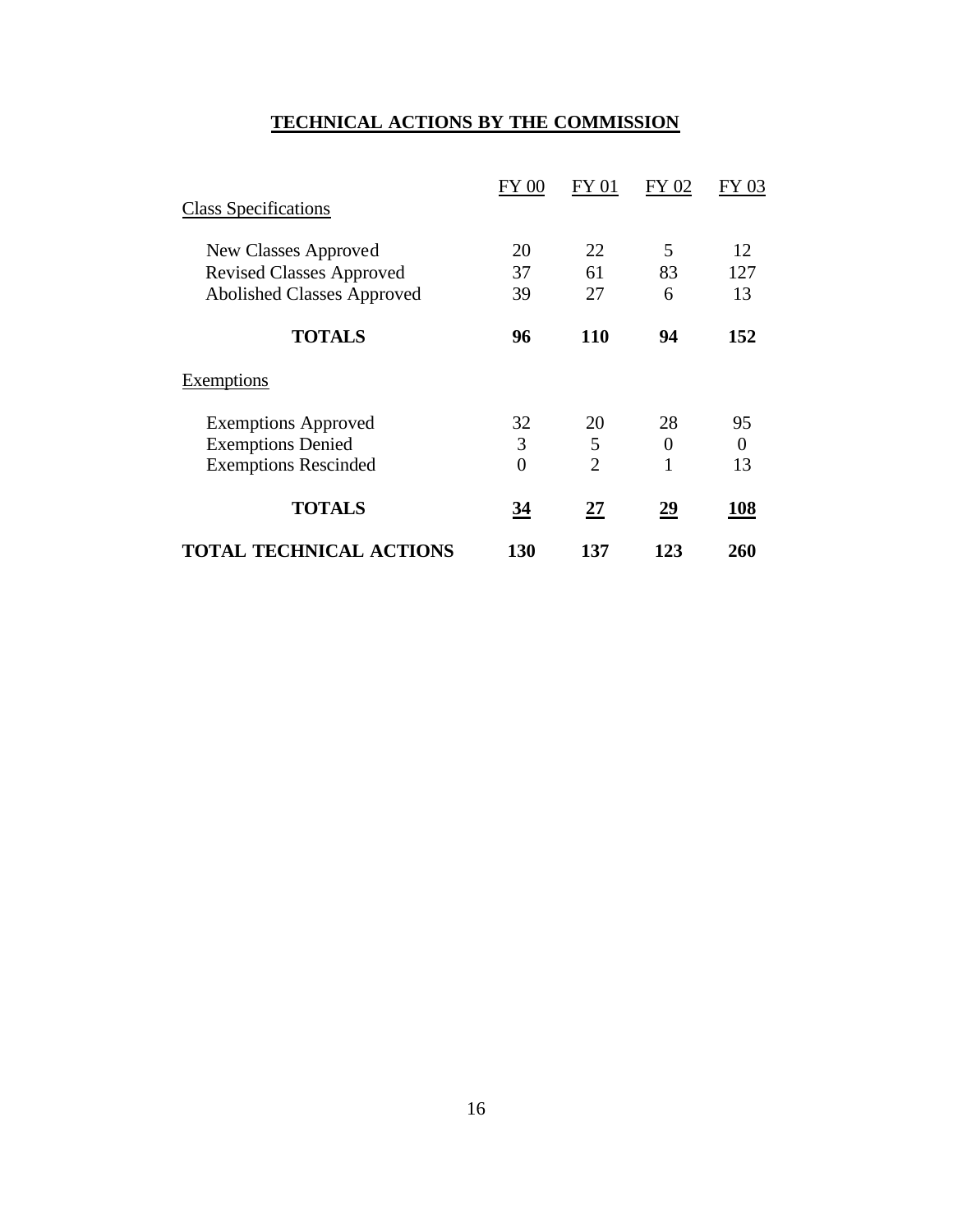## TECHNICAL ACTIONS BY THE COMMISSION

| | FY 00 | FY 01 | FY 02 | FY 03 |
|---|---|---|---|---|
| Class Specifications | | | | |
| New Classes Approved | 20 | 22 | 5 | 12 |
| Revised Classes Approved | 37 | 61 | 83 | 127 |
| Abolished Classes Approved | 39 | 27 | 6 | 13 |
| **TOTALS** | **96** | **110** | **94** | **152** |
| Exemptions | | | | |
| Exemptions Approved | 32 | 20 | 28 | 95 |
| Exemptions Denied | 3 | 5 | 0 | 0 |
| Exemptions Rescinded | 0 | 2 | 1 | 13 |
| **TOTALS** | **34** | **27** | **29** | **108** |
| **TOTAL TECHNICAL ACTIONS** | **130** | **137** | **123** | **260** |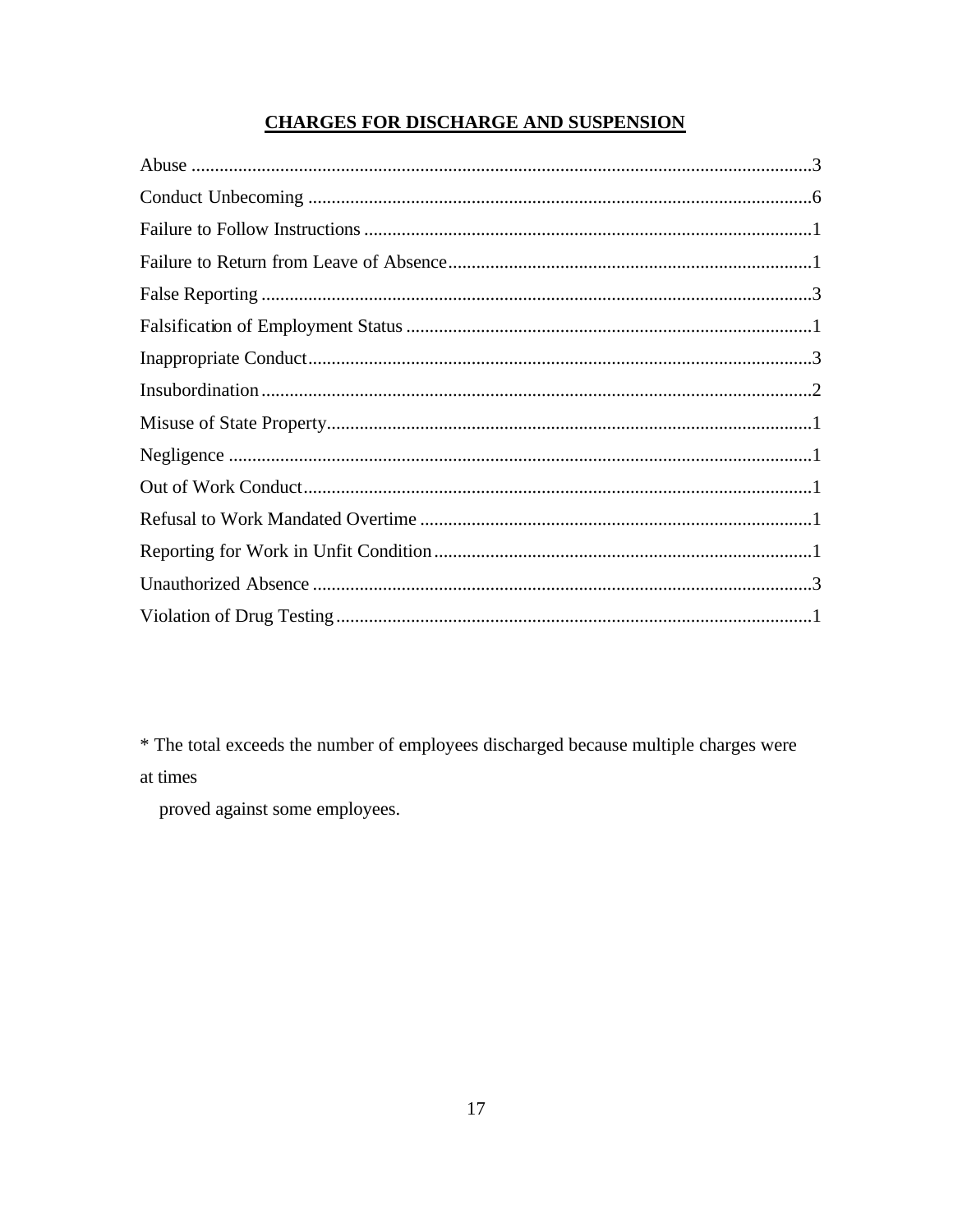## CHARGES FOR DISCHARGE AND SUSPENSION

| Charge | Count |
|---|---|
| Abuse | 3 |
| Conduct Unbecoming | 6 |
| Failure to Follow Instructions | 1 |
| Failure to Return from Leave of Absence | 1 |
| False Reporting | 3 |
| Falsification of Employment Status | 1 |
| Inappropriate Conduct | 3 |
| Insubordination | 2 |
| Misuse of State Property | 1 |
| Negligence | 1 |
| Out of Work Conduct | 1 |
| Refusal to Work Mandated Overtime | 1 |
| Reporting for Work in Unfit Condition | 1 |
| Unauthorized Absence | 3 |
| Violation of Drug Testing | 1 |

* The total exceeds the number of employees discharged because multiple charges were at times proved against some employees.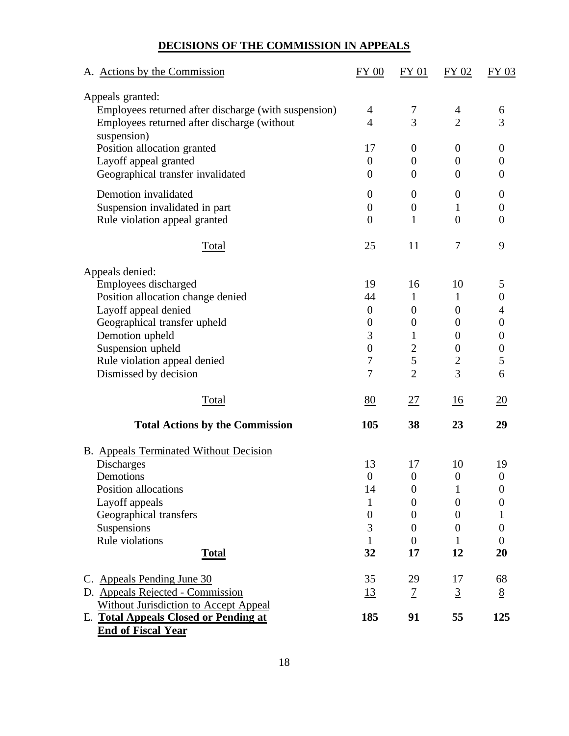## DECISIONS OF THE COMMISSION IN APPEALS

| A. Actions by the Commission | FY 00 | FY 01 | FY 02 | FY 03 |
|---|---|---|---|---|
| Appeals granted: | | | | |
| Employees returned after discharge (with suspension) | 4 | 7 | 4 | 6 |
| Employees returned after discharge (without suspension) | 4 | 3 | 2 | 3 |
| Position allocation granted | 17 | 0 | 0 | 0 |
| Layoff appeal granted | 0 | 0 | 0 | 0 |
| Geographical transfer invalidated | 0 | 0 | 0 | 0 |
| Demotion invalidated | 0 | 0 | 0 | 0 |
| Suspension invalidated in part | 0 | 0 | 1 | 0 |
| Rule violation appeal granted | 0 | 1 | 0 | 0 |
| Total | 25 | 11 | 7 | 9 |
| Appeals denied: | | | | |
| Employees discharged | 19 | 16 | 10 | 5 |
| Position allocation change denied | 44 | 1 | 1 | 0 |
| Layoff appeal denied | 0 | 0 | 0 | 4 |
| Geographical transfer upheld | 0 | 0 | 0 | 0 |
| Demotion upheld | 3 | 1 | 0 | 0 |
| Suspension upheld | 0 | 2 | 0 | 0 |
| Rule violation appeal denied | 7 | 5 | 2 | 5 |
| Dismissed by decision | 7 | 2 | 3 | 6 |
| Total | 80 | 27 | 16 | 20 |
| **Total Actions by the Commission** | **105** | **38** | **23** | **29** |
| B. Appeals Terminated Without Decision | | | | |
| Discharges | 13 | 17 | 10 | 19 |
| Demotions | 0 | 0 | 0 | 0 |
| Position allocations | 14 | 0 | 1 | 0 |
| Layoff appeals | 1 | 0 | 0 | 0 |
| Geographical transfers | 0 | 0 | 0 | 1 |
| Suspensions | 3 | 0 | 0 | 0 |
| Rule violations | 1 | 0 | 1 | 0 |
| **Total** | **32** | **17** | **12** | **20** |
| C. Appeals Pending June 30 | 35 | 29 | 17 | 68 |
| D. Appeals Rejected - Commission Without Jurisdiction to Accept Appeal | 13 | 7 | 3 | 8 |
| E. **Total Appeals Closed or Pending at End of Fiscal Year** | **185** | **91** | **55** | **125** |